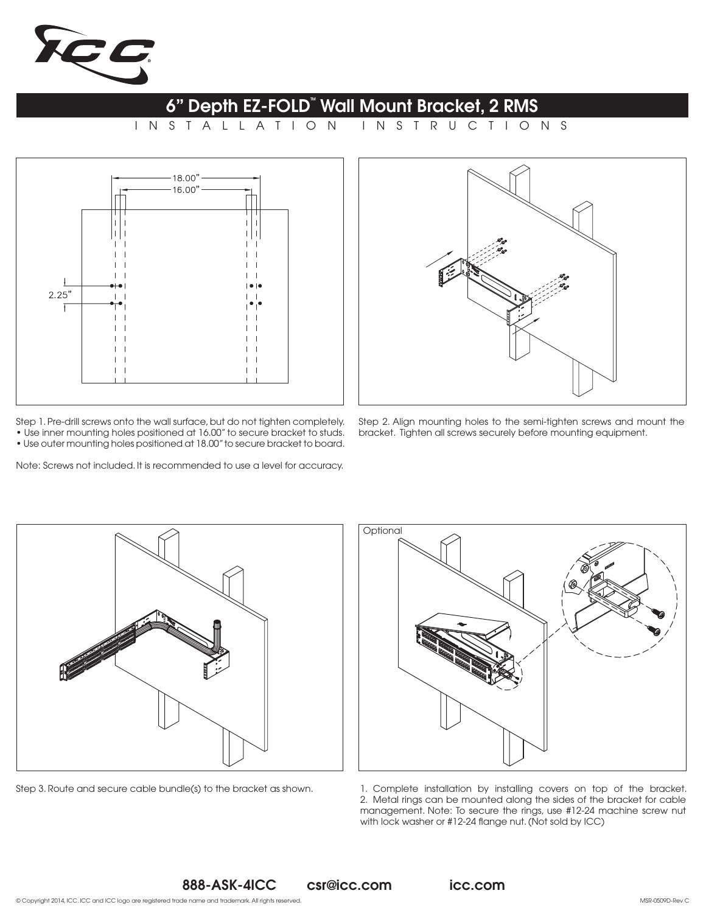# 6" Depth EZ-FOLD™ Wall Mount Bracket, 2 RMS

INSTALLATION INSTRUCTIONS

Step 1. Pre-drill screws onto the wall surface, but do not tighten completely.

- Use inner mounting holes positioned at 16.00" to secure bracket to studs.
- Use outer mounting holes positioned at 18.00" to secure bracket to board.

Note: Screws not included. It is recommended to use a level for accuracy.

Step 2. Align mounting holes to the semi-tighten screws and mount the bracket. Tighten all screws securely before mounting equipment.

Step 3. Route and secure cable bundle(s) to the bracket as shown.

Optional

1. Complete installation by installing covers on top of the bracket.
2. Metal rings can be mounted along the sides of the bracket for cable management. Note: To secure the rings, use #12-24 machine screw nut with lock washer or #12-24 flange nut. (Not sold by ICC)

**888-ASK-4ICC** **csr@icc.com** **icc.com**

© Copyright 2014, ICC. ICC and ICC logo are registered trade name and trademark. All rights reserved.

MSR-0509D-Rev C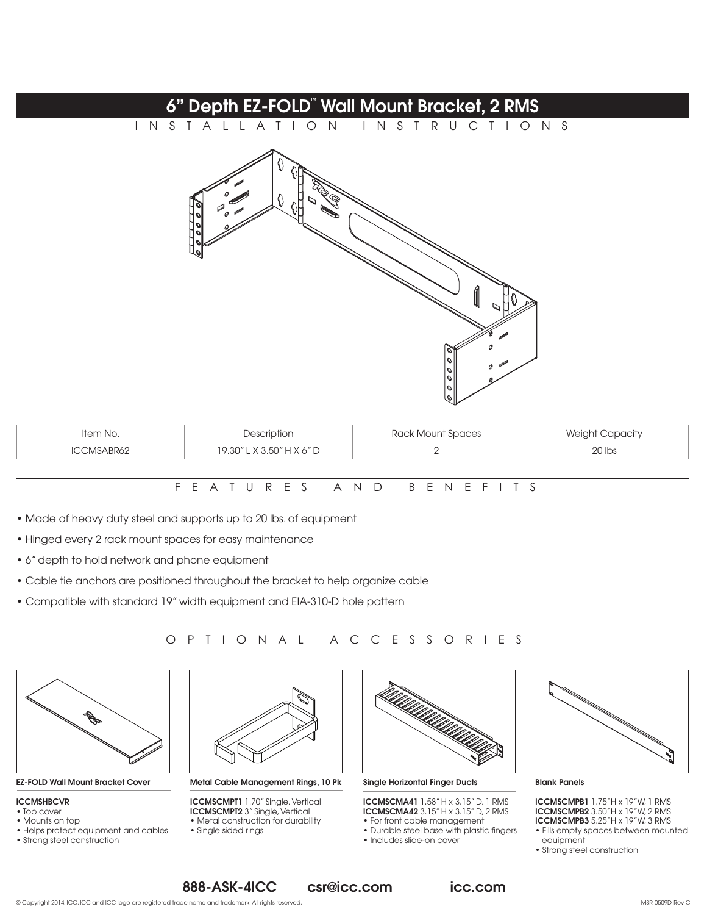# 6" Depth EZ-FOLD™ Wall Mount Bracket, 2 RMS

INSTALLATION INSTRUCTIONS

| Item No. | Description | Rack Mount Spaces | Weight Capacity |
|---|---|---|---|
| ICCMSABR62 | 19.30" L X 3.50" H X 6" D | 2 | 20 lbs |

## FEATURES AND BENEFITS

- Made of heavy duty steel and supports up to 20 lbs. of equipment
- Hinged every 2 rack mount spaces for easy maintenance
- 6" depth to hold network and phone equipment
- Cable tie anchors are positioned throughout the bracket to help organize cable
- Compatible with standard 19" width equipment and EIA-310-D hole pattern

## OPTIONAL ACCESSORIES

**EZ-FOLD Wall Mount Bracket Cover**

**ICCMSHBCVR**
- Top cover
- Mounts on top
- Helps protect equipment and cables
- Strong steel construction

**Metal Cable Management Rings, 10 Pk**

**ICCMSCMPT1** 1.70" Single, Vertical
**ICCMSCMPT2** 3" Single, Vertical
- Metal construction for durability
- Single sided rings

**Single Horizontal Finger Ducts**

**ICCMSCMA41** 1.58" H x 3.15" D, 1 RMS
**ICCMSCMA42** 3.15" H x 3.15" D, 2 RMS
- For front cable management
- Durable steel base with plastic fingers
- Includes slide-on cover

**Blank Panels**

**ICCMSCMPB1** 1.75"H x 19"W, 1 RMS
**ICCMSCMPB2** 3.50"H x 19"W, 2 RMS
**ICCMSCMPB3** 5.25"H x 19"W, 3 RMS
- Fills empty spaces between mounted equipment
- Strong steel construction

**888-ASK-4ICC** **csr@icc.com** **icc.com**

© Copyright 2014, ICC. ICC and ICC logo are registered trade name and trademark. All rights reserved.

MSR-0509D-Rev C